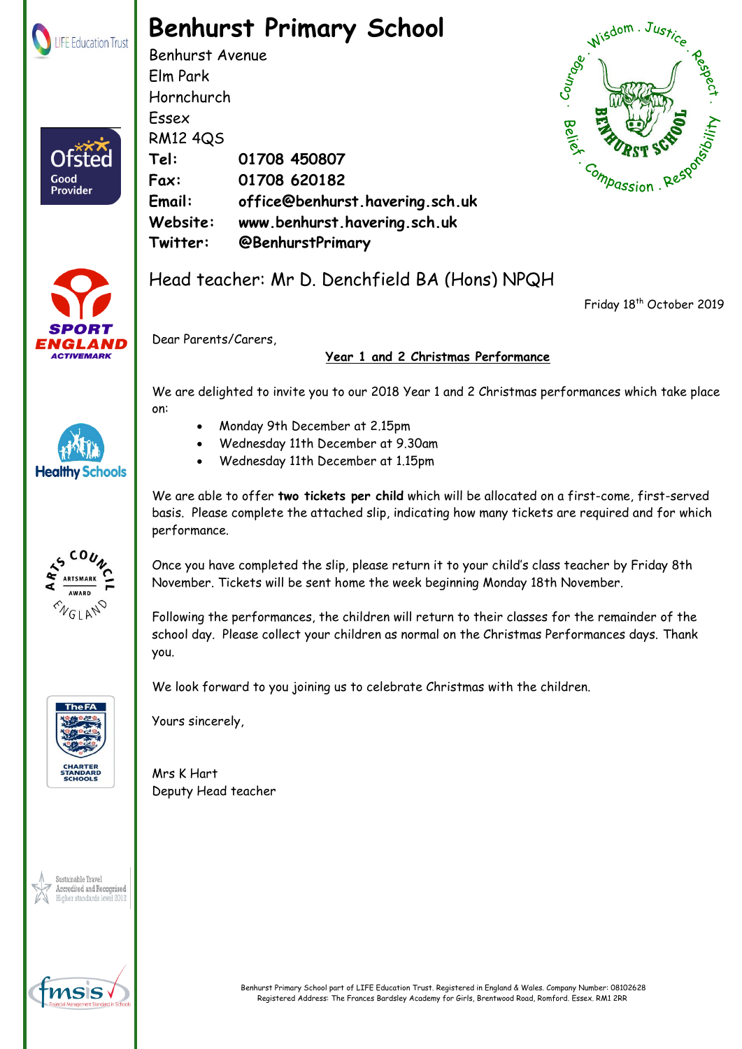# Benhurst Primary School

Benhurst Avenue
Elm Park
Hornchurch
Essex
RM12 4QS

**Tel:** **01708 450807**
**Fax:** **01708 620182**
**Email:** **office@benhurst.havering.sch.uk**
**Website:** **www.benhurst.havering.sch.uk**
**Twitter:** **@BenhurstPrimary**

Head teacher: Mr D. Denchfield BA (Hons) NPQH

Friday 18th October 2019

Dear Parents/Carers,

**Year 1 and 2 Christmas Performance**

We are delighted to invite you to our 2018 Year 1 and 2 Christmas performances which take place on:

- Monday 9th December at 2.15pm
- Wednesday 11th December at 9.30am
- Wednesday 11th December at 1.15pm

We are able to offer **two tickets per child** which will be allocated on a first-come, first-served basis. Please complete the attached slip, indicating how many tickets are required and for which performance.

Once you have completed the slip, please return it to your child's class teacher by Friday 8th November. Tickets will be sent home the week beginning Monday 18th November.

Following the performances, the children will return to their classes for the remainder of the school day. Please collect your children as normal on the Christmas Performances days. Thank you.

We look forward to you joining us to celebrate Christmas with the children.

Yours sincerely,

Mrs K Hart
Deputy Head teacher

Benhurst Primary School part of LIFE Education Trust. Registered in England & Wales. Company Number: 08102628
Registered Address: The Frances Bardsley Academy for Girls, Brentwood Road, Romford. Essex. RM1 2RR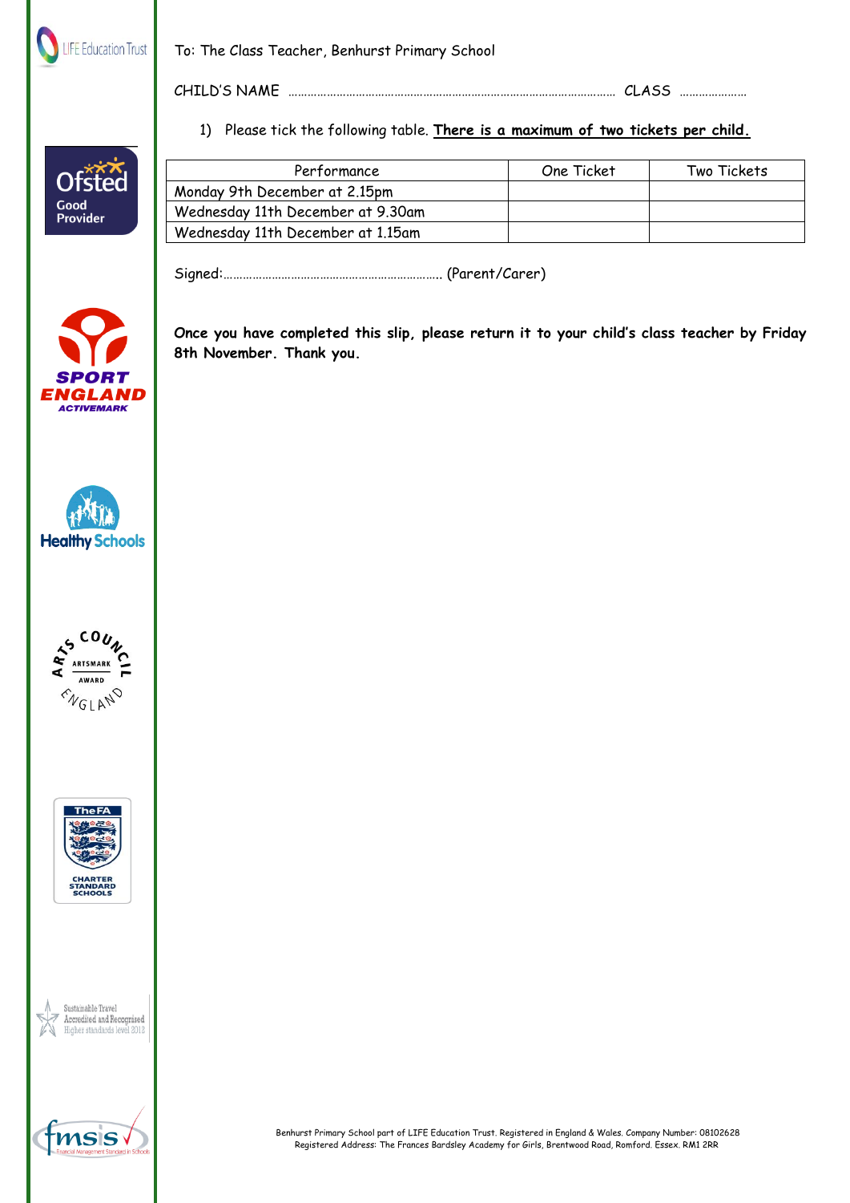To: The Class Teacher, Benhurst Primary School

CHILD'S NAME ……………………………………………………………………………………………… CLASS …………………

1) Please tick the following table. **There is a maximum of two tickets per child.**

| Performance | One Ticket | Two Tickets |
|---|---|---|
| Monday 9th December at 2.15pm | | |
| Wednesday 11th December at 9.30am | | |
| Wednesday 11th December at 1.15am | | |

Signed:…………………………………………………………… (Parent/Carer)

**Once you have completed this slip, please return it to your child's class teacher by Friday 8th November. Thank you.**

Benhurst Primary School part of LIFE Education Trust. Registered in England & Wales. Company Number: 08102628
Registered Address: The Frances Bardsley Academy for Girls, Brentwood Road, Romford. Essex. RM1 2RR